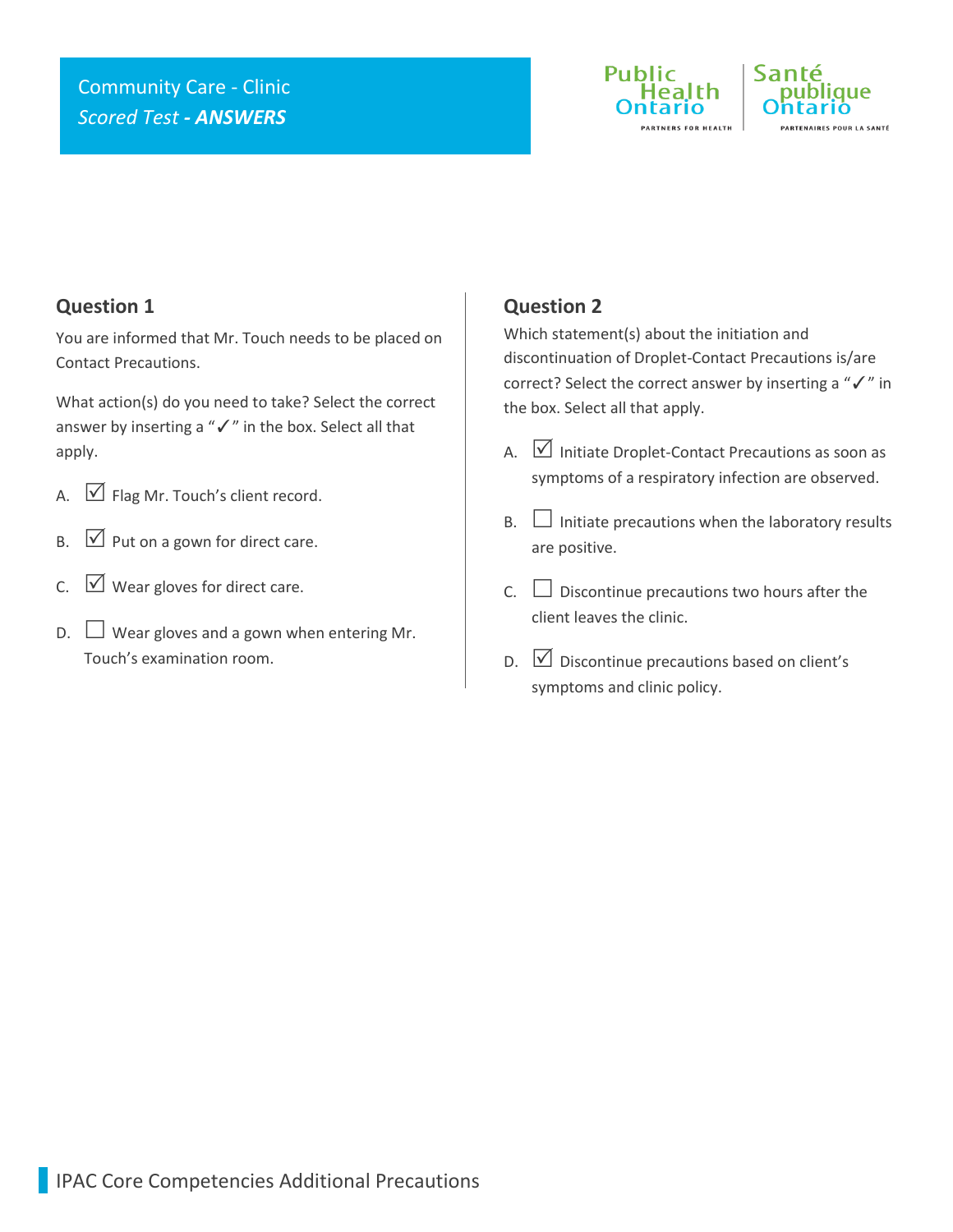Community Care - Clinic
*Scored Test - **ANSWERS***

Public Health Ontario | Santé publique Ontario
PARTNERS FOR HEALTH | PARTENAIRES POUR LA SANTÉ

## Question 1

You are informed that Mr. Touch needs to be placed on Contact Precautions.

What action(s) do you need to take? Select the correct answer by inserting a "✓" in the box. Select all that apply.

A. ☑ Flag Mr. Touch's client record.

B. ☑ Put on a gown for direct care.

C. ☑ Wear gloves for direct care.

D. ☐ Wear gloves and a gown when entering Mr. Touch's examination room.

## Question 2

Which statement(s) about the initiation and discontinuation of Droplet-Contact Precautions is/are correct? Select the correct answer by inserting a "✓" in the box. Select all that apply.

A. ☑ Initiate Droplet-Contact Precautions as soon as symptoms of a respiratory infection are observed.

B. ☐ Initiate precautions when the laboratory results are positive.

C. ☐ Discontinue precautions two hours after the client leaves the clinic.

D. ☑ Discontinue precautions based on client's symptoms and clinic policy.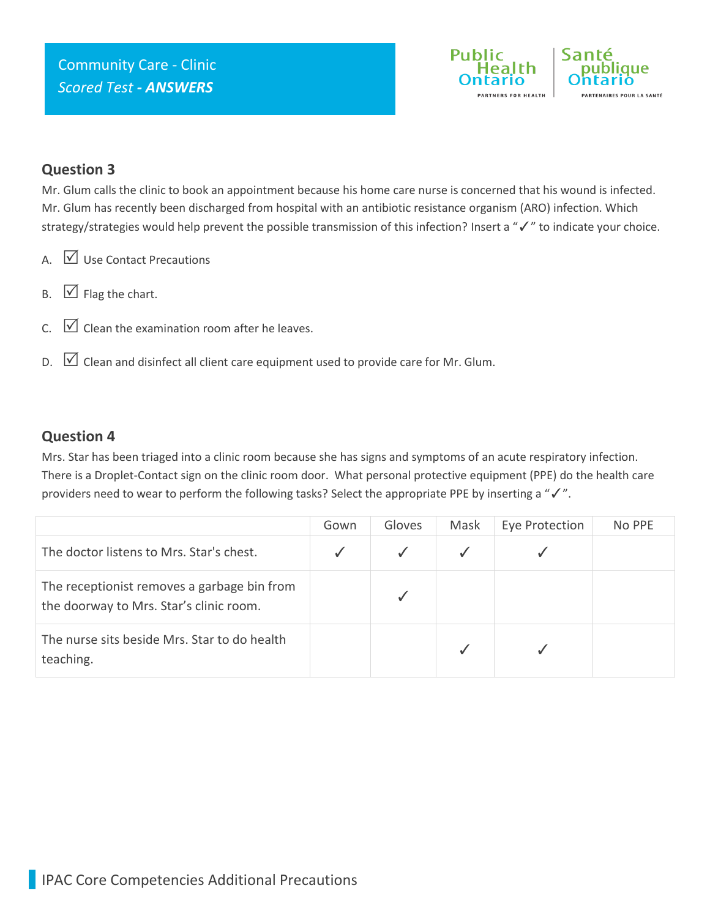## Question 3

Mr. Glum calls the clinic to book an appointment because his home care nurse is concerned that his wound is infected. Mr. Glum has recently been discharged from hospital with an antibiotic resistance organism (ARO) infection. Which strategy/strategies would help prevent the possible transmission of this infection? Insert a "✓" to indicate your choice.

A. ☑ Use Contact Precautions

B. ☑ Flag the chart.

C. ☑ Clean the examination room after he leaves.

D. ☑ Clean and disinfect all client care equipment used to provide care for Mr. Glum.

## Question 4

Mrs. Star has been triaged into a clinic room because she has signs and symptoms of an acute respiratory infection. There is a Droplet-Contact sign on the clinic room door. What personal protective equipment (PPE) do the health care providers need to wear to perform the following tasks? Select the appropriate PPE by inserting a "✓".

| | Gown | Gloves | Mask | Eye Protection | No PPE |
|---|---|---|---|---|---|
| The doctor listens to Mrs. Star's chest. | ✓ | ✓ | ✓ | ✓ | |
| The receptionist removes a garbage bin from the doorway to Mrs. Star's clinic room. | | ✓ | | | |
| The nurse sits beside Mrs. Star to do health teaching. | | | ✓ | ✓ | |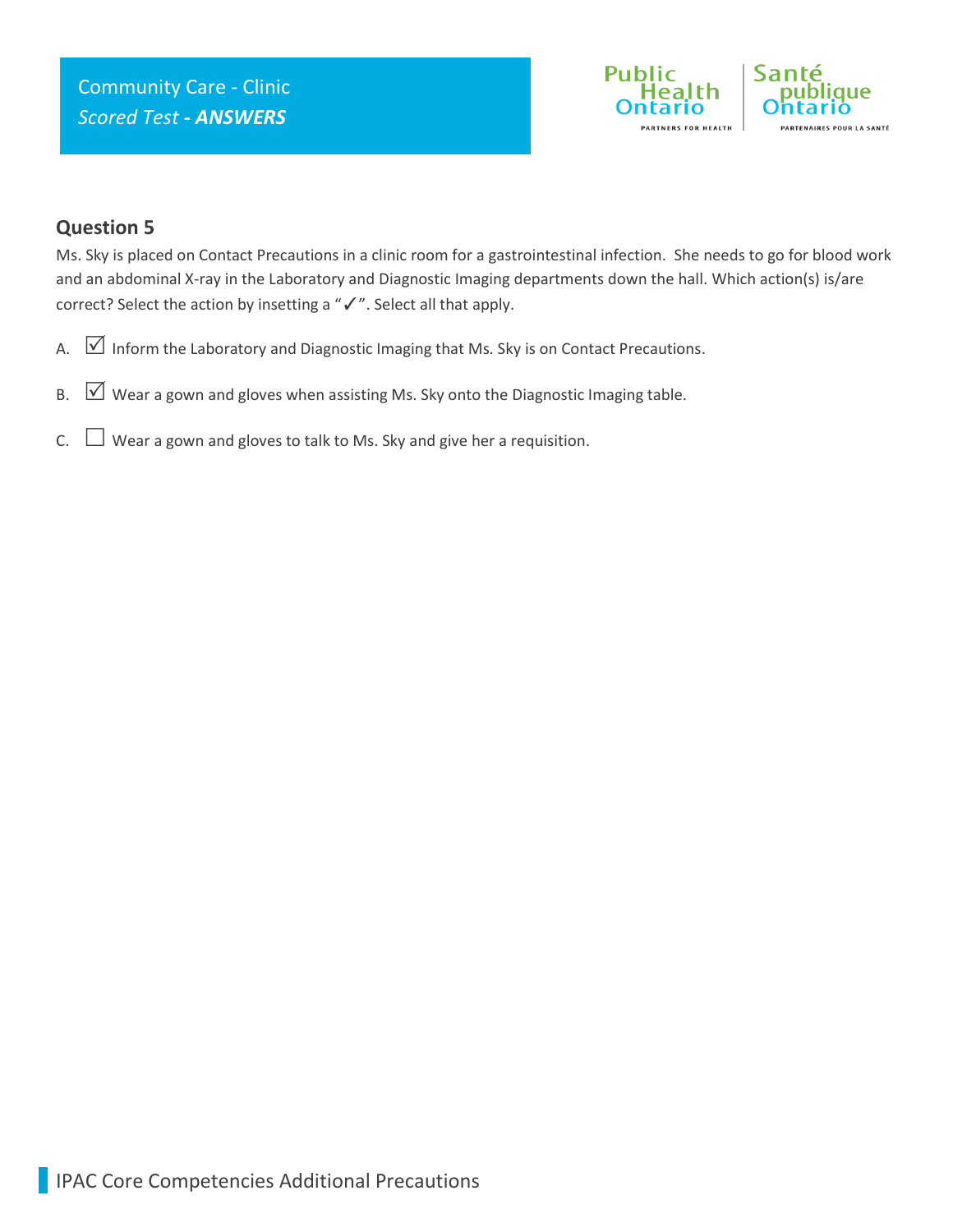Community Care - Clinic

*Scored Test* ***- ANSWERS***

### Question 5

Ms. Sky is placed on Contact Precautions in a clinic room for a gastrointestinal infection. She needs to go for blood work and an abdominal X-ray in the Laboratory and Diagnostic Imaging departments down the hall. Which action(s) is/are correct? Select the action by insetting a "✓". Select all that apply.

A. ☑ Inform the Laboratory and Diagnostic Imaging that Ms. Sky is on Contact Precautions.

B. ☑ Wear a gown and gloves when assisting Ms. Sky onto the Diagnostic Imaging table.

C. ☐ Wear a gown and gloves to talk to Ms. Sky and give her a requisition.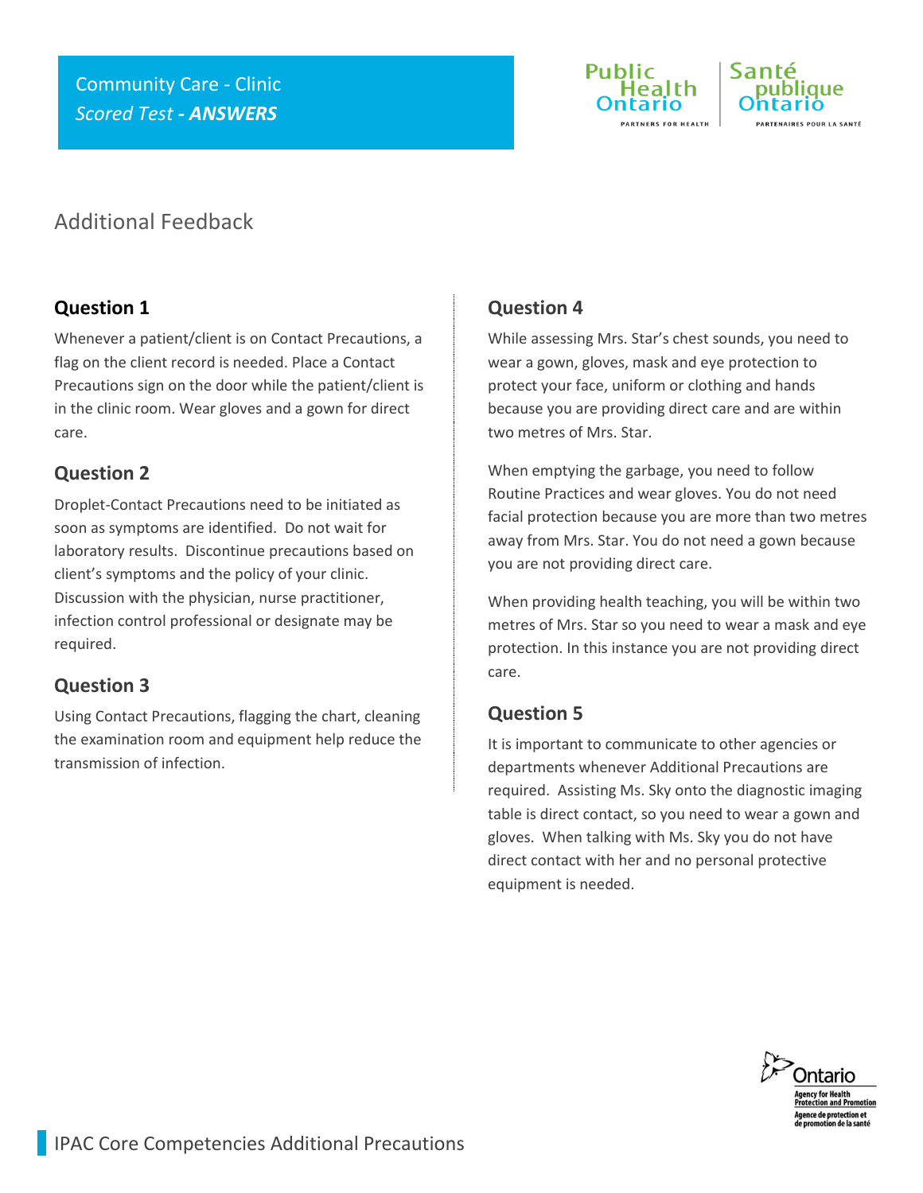Community Care - Clinic

*Scored Test* ***- ANSWERS***

## Additional Feedback

### Question 1

Whenever a patient/client is on Contact Precautions, a flag on the client record is needed. Place a Contact Precautions sign on the door while the patient/client is in the clinic room. Wear gloves and a gown for direct care.

### Question 2

Droplet-Contact Precautions need to be initiated as soon as symptoms are identified. Do not wait for laboratory results. Discontinue precautions based on client's symptoms and the policy of your clinic. Discussion with the physician, nurse practitioner, infection control professional or designate may be required.

### Question 3

Using Contact Precautions, flagging the chart, cleaning the examination room and equipment help reduce the transmission of infection.

### Question 4

While assessing Mrs. Star's chest sounds, you need to wear a gown, gloves, mask and eye protection to protect your face, uniform or clothing and hands because you are providing direct care and are within two metres of Mrs. Star.

When emptying the garbage, you need to follow Routine Practices and wear gloves. You do not need facial protection because you are more than two metres away from Mrs. Star. You do not need a gown because you are not providing direct care.

When providing health teaching, you will be within two metres of Mrs. Star so you need to wear a mask and eye protection. In this instance you are not providing direct care.

### Question 5

It is important to communicate to other agencies or departments whenever Additional Precautions are required. Assisting Ms. Sky onto the diagnostic imaging table is direct contact, so you need to wear a gown and gloves. When talking with Ms. Sky you do not have direct contact with her and no personal protective equipment is needed.